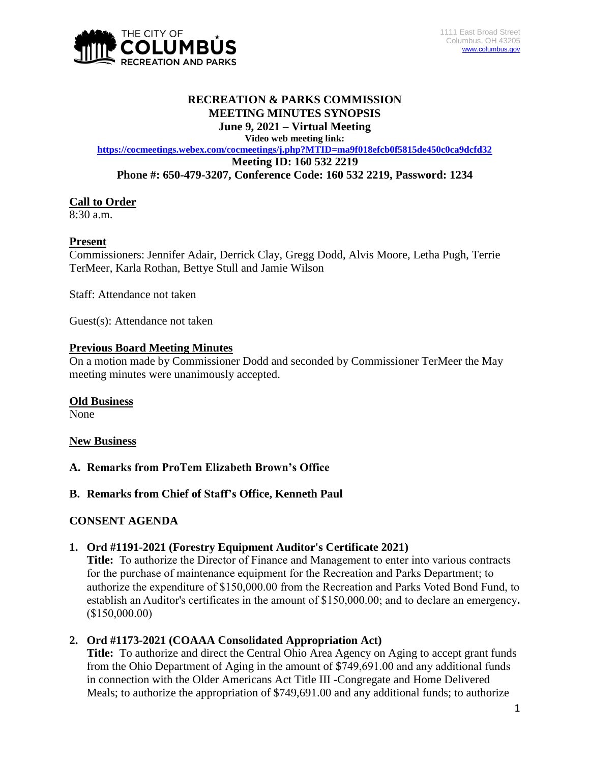1111 East Broad Street
Columbus, OH 43205
www.columbus.gov

# RECREATION & PARKS COMMISSION
## MEETING MINUTES SYNOPSIS
## June 9, 2021 – Virtual Meeting

**Video web meeting link:**
**https://cocmeetings.webex.com/cocmeetings/j.php?MTID=ma9f018efcb0f5815de450c0ca9dcfd32**
**Meeting ID: 160 532 2219**
**Phone #: 650-479-3207, Conference Code: 160 532 2219, Password: 1234**

**Call to Order**
8:30 a.m.

**Present**
Commissioners: Jennifer Adair, Derrick Clay, Gregg Dodd, Alvis Moore, Letha Pugh, Terrie TerMeer, Karla Rothan, Bettye Stull and Jamie Wilson

Staff: Attendance not taken

Guest(s): Attendance not taken

**Previous Board Meeting Minutes**
On a motion made by Commissioner Dodd and seconded by Commissioner TerMeer the May meeting minutes were unanimously accepted.

**Old Business**
None

**New Business**

**A. Remarks from ProTem Elizabeth Brown's Office**

**B. Remarks from Chief of Staff's Office, Kenneth Paul**

**CONSENT AGENDA**

**1. Ord #1191-2021 (Forestry Equipment Auditor's Certificate 2021)**
**Title:** To authorize the Director of Finance and Management to enter into various contracts for the purchase of maintenance equipment for the Recreation and Parks Department; to authorize the expenditure of $150,000.00 from the Recreation and Parks Voted Bond Fund, to establish an Auditor's certificates in the amount of $150,000.00; and to declare an emergency**.** ($150,000.00)

**2. Ord #1173-2021 (COAAA Consolidated Appropriation Act)**
**Title:** To authorize and direct the Central Ohio Area Agency on Aging to accept grant funds from the Ohio Department of Aging in the amount of $749,691.00 and any additional funds in connection with the Older Americans Act Title III -Congregate and Home Delivered Meals; to authorize the appropriation of $749,691.00 and any additional funds; to authorize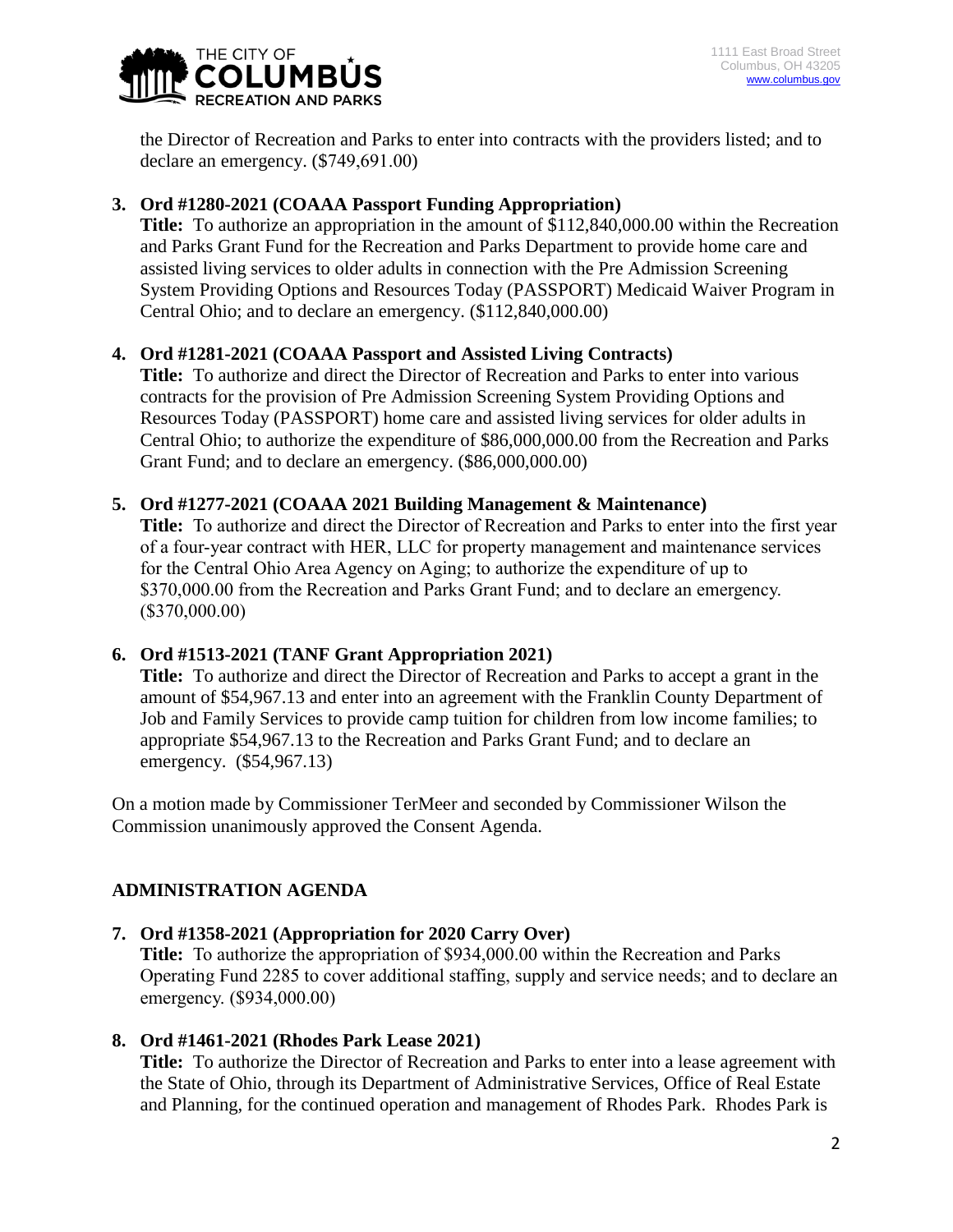the Director of Recreation and Parks to enter into contracts with the providers listed; and to declare an emergency. ($749,691.00)

3. **Ord #1280-2021 (COAAA Passport Funding Appropriation)**
   **Title:** To authorize an appropriation in the amount of $112,840,000.00 within the Recreation and Parks Grant Fund for the Recreation and Parks Department to provide home care and assisted living services to older adults in connection with the Pre Admission Screening System Providing Options and Resources Today (PASSPORT) Medicaid Waiver Program in Central Ohio; and to declare an emergency. ($112,840,000.00)

4. **Ord #1281-2021 (COAAA Passport and Assisted Living Contracts)**
   **Title:** To authorize and direct the Director of Recreation and Parks to enter into various contracts for the provision of Pre Admission Screening System Providing Options and Resources Today (PASSPORT) home care and assisted living services for older adults in Central Ohio; to authorize the expenditure of $86,000,000.00 from the Recreation and Parks Grant Fund; and to declare an emergency. ($86,000,000.00)

5. **Ord #1277-2021 (COAAA 2021 Building Management & Maintenance)**
   **Title:** To authorize and direct the Director of Recreation and Parks to enter into the first year of a four-year contract with HER, LLC for property management and maintenance services for the Central Ohio Area Agency on Aging; to authorize the expenditure of up to $370,000.00 from the Recreation and Parks Grant Fund; and to declare an emergency. ($370,000.00)

6. **Ord #1513-2021 (TANF Grant Appropriation 2021)**
   **Title:** To authorize and direct the Director of Recreation and Parks to accept a grant in the amount of $54,967.13 and enter into an agreement with the Franklin County Department of Job and Family Services to provide camp tuition for children from low income families; to appropriate $54,967.13 to the Recreation and Parks Grant Fund; and to declare an emergency. ($54,967.13)

On a motion made by Commissioner TerMeer and seconded by Commissioner Wilson the Commission unanimously approved the Consent Agenda.

## ADMINISTRATION AGENDA

7. **Ord #1358-2021 (Appropriation for 2020 Carry Over)**
   **Title:** To authorize the appropriation of $934,000.00 within the Recreation and Parks Operating Fund 2285 to cover additional staffing, supply and service needs; and to declare an emergency. ($934,000.00)

8. **Ord #1461-2021 (Rhodes Park Lease 2021)**
   **Title:** To authorize the Director of Recreation and Parks to enter into a lease agreement with the State of Ohio, through its Department of Administrative Services, Office of Real Estate and Planning, for the continued operation and management of Rhodes Park. Rhodes Park is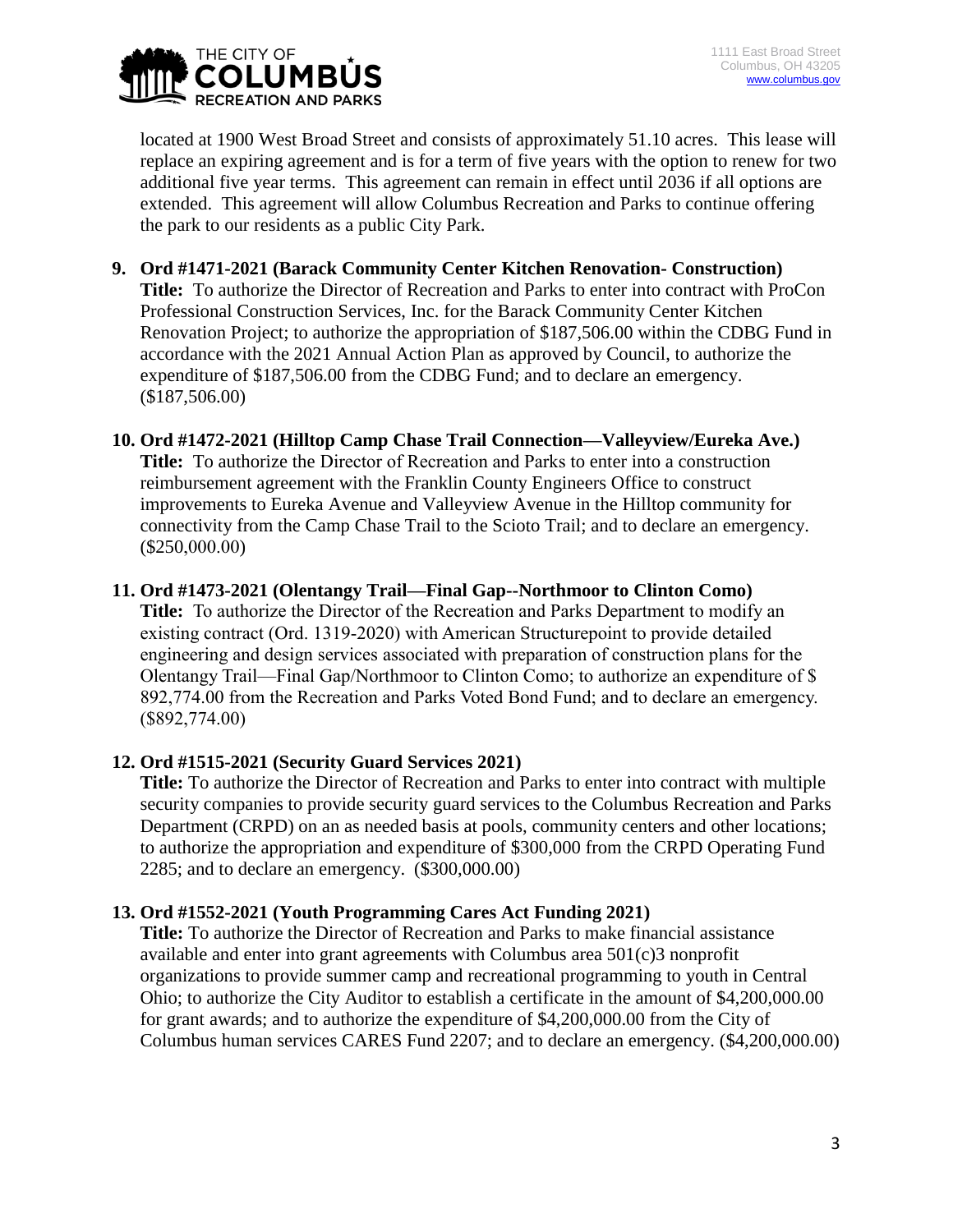located at 1900 West Broad Street and consists of approximately 51.10 acres. This lease will replace an expiring agreement and is for a term of five years with the option to renew for two additional five year terms. This agreement can remain in effect until 2036 if all options are extended. This agreement will allow Columbus Recreation and Parks to continue offering the park to our residents as a public City Park.

9. **Ord #1471-2021 (Barack Community Center Kitchen Renovation- Construction)**
   **Title:** To authorize the Director of Recreation and Parks to enter into contract with ProCon Professional Construction Services, Inc. for the Barack Community Center Kitchen Renovation Project; to authorize the appropriation of $187,506.00 within the CDBG Fund in accordance with the 2021 Annual Action Plan as approved by Council, to authorize the expenditure of $187,506.00 from the CDBG Fund; and to declare an emergency. ($187,506.00)

10. **Ord #1472-2021 (Hilltop Camp Chase Trail Connection—Valleyview/Eureka Ave.)**
    **Title:** To authorize the Director of Recreation and Parks to enter into a construction reimbursement agreement with the Franklin County Engineers Office to construct improvements to Eureka Avenue and Valleyview Avenue in the Hilltop community for connectivity from the Camp Chase Trail to the Scioto Trail; and to declare an emergency. ($250,000.00)

11. **Ord #1473-2021 (Olentangy Trail—Final Gap--Northmoor to Clinton Como)**
    **Title:** To authorize the Director of the Recreation and Parks Department to modify an existing contract (Ord. 1319-2020) with American Structurepoint to provide detailed engineering and design services associated with preparation of construction plans for the Olentangy Trail—Final Gap/Northmoor to Clinton Como; to authorize an expenditure of $ 892,774.00 from the Recreation and Parks Voted Bond Fund; and to declare an emergency. ($892,774.00)

12. **Ord #1515-2021 (Security Guard Services 2021)**
    **Title:** To authorize the Director of Recreation and Parks to enter into contract with multiple security companies to provide security guard services to the Columbus Recreation and Parks Department (CRPD) on an as needed basis at pools, community centers and other locations; to authorize the appropriation and expenditure of $300,000 from the CRPD Operating Fund 2285; and to declare an emergency. ($300,000.00)

13. **Ord #1552-2021 (Youth Programming Cares Act Funding 2021)**
    **Title:** To authorize the Director of Recreation and Parks to make financial assistance available and enter into grant agreements with Columbus area 501(c)3 nonprofit organizations to provide summer camp and recreational programming to youth in Central Ohio; to authorize the City Auditor to establish a certificate in the amount of $4,200,000.00 for grant awards; and to authorize the expenditure of $4,200,000.00 from the City of Columbus human services CARES Fund 2207; and to declare an emergency. ($4,200,000.00)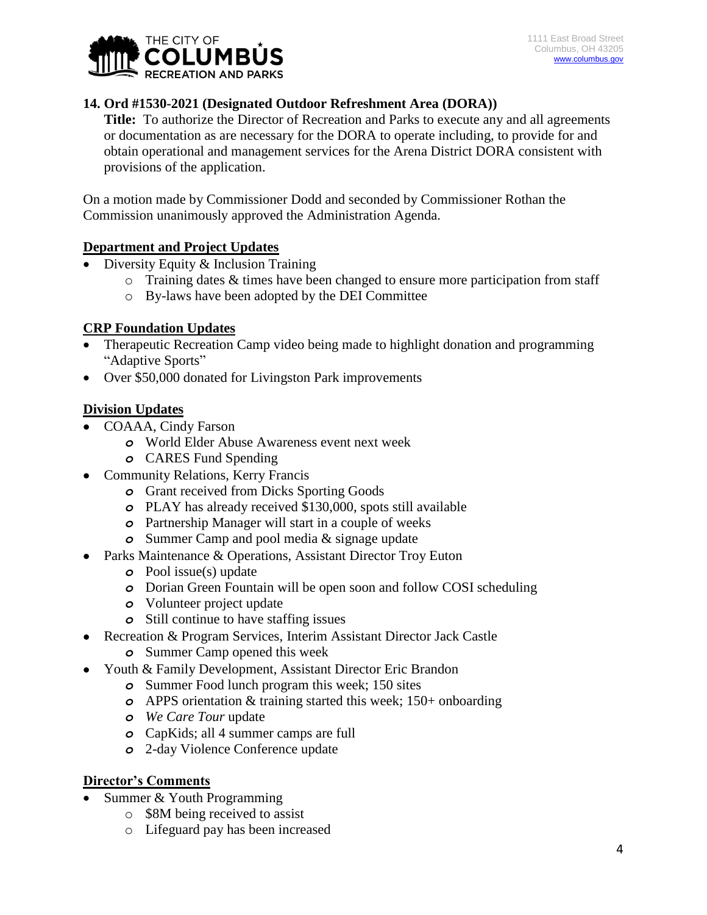**14. Ord #1530-2021 (Designated Outdoor Refreshment Area (DORA))**

**Title:** To authorize the Director of Recreation and Parks to execute any and all agreements or documentation as are necessary for the DORA to operate including, to provide for and obtain operational and management services for the Arena District DORA consistent with provisions of the application.

On a motion made by Commissioner Dodd and seconded by Commissioner Rothan the Commission unanimously approved the Administration Agenda.

**Department and Project Updates**

- Diversity Equity & Inclusion Training
  - Training dates & times have been changed to ensure more participation from staff
  - By-laws have been adopted by the DEI Committee

**CRP Foundation Updates**

- Therapeutic Recreation Camp video being made to highlight donation and programming "Adaptive Sports"
- Over $50,000 donated for Livingston Park improvements

**Division Updates**

- COAAA, Cindy Farson
  - World Elder Abuse Awareness event next week
  - CARES Fund Spending
- Community Relations, Kerry Francis
  - Grant received from Dicks Sporting Goods
  - PLAY has already received $130,000, spots still available
  - Partnership Manager will start in a couple of weeks
  - Summer Camp and pool media & signage update
- Parks Maintenance & Operations, Assistant Director Troy Euton
  - Pool issue(s) update
  - Dorian Green Fountain will be open soon and follow COSI scheduling
  - Volunteer project update
  - Still continue to have staffing issues
- Recreation & Program Services, Interim Assistant Director Jack Castle
  - Summer Camp opened this week
- Youth & Family Development, Assistant Director Eric Brandon
  - Summer Food lunch program this week; 150 sites
  - APPS orientation & training started this week; 150+ onboarding
  - *We Care Tour* update
  - CapKids; all 4 summer camps are full
  - 2-day Violence Conference update

**Director's Comments**

- Summer & Youth Programming
  - $8M being received to assist
  - Lifeguard pay has been increased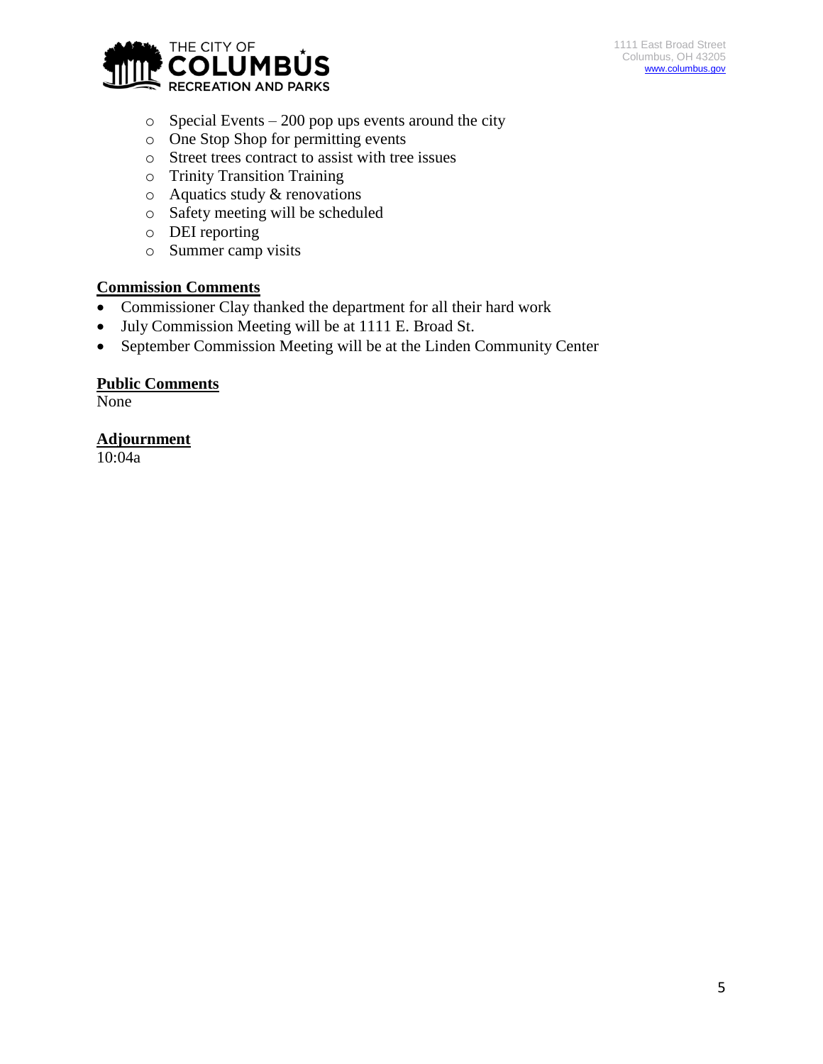- Special Events – 200 pop ups events around the city
- One Stop Shop for permitting events
- Street trees contract to assist with tree issues
- Trinity Transition Training
- Aquatics study & renovations
- Safety meeting will be scheduled
- DEI reporting
- Summer camp visits

**Commission Comments**

- Commissioner Clay thanked the department for all their hard work
- July Commission Meeting will be at 1111 E. Broad St.
- September Commission Meeting will be at the Linden Community Center

**Public Comments**

None

**Adjournment**

10:04a